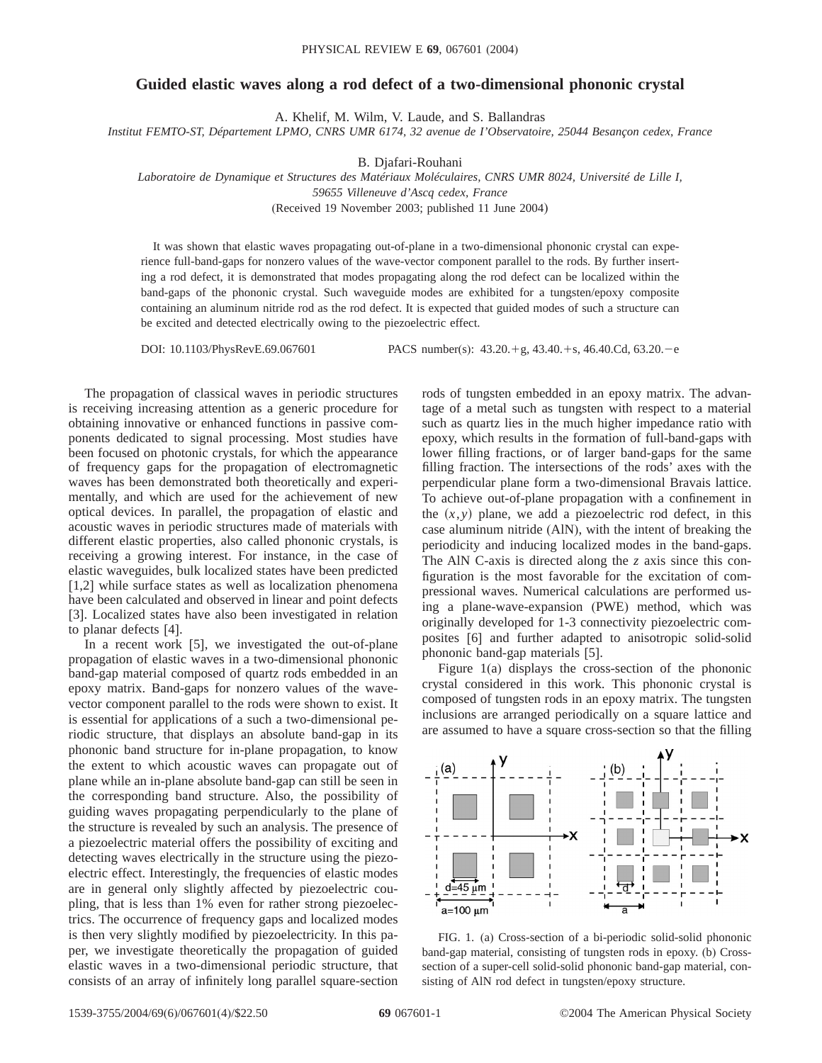# Guided elastic waves along a rod defect of a two-dimensional phononic crystal

A. Khelif, M. Wilm, V. Laude, and S. Ballandras

*Institut FEMTO-ST, Département LPMO, CNRS UMR 6174, 32 avenue de I'Observatoire, 25044 Besançon cedex, France*

B. Djafari-Rouhani

*Laboratoire de Dynamique et Structures des Matériaux Moléculaires, CNRS UMR 8024, Université de Lille I, 59655 Villeneuve d'Ascq cedex, France*

(Received 19 November 2003; published 11 June 2004)

It was shown that elastic waves propagating out-of-plane in a two-dimensional phononic crystal can experience full-band-gaps for nonzero values of the wave-vector component parallel to the rods. By further inserting a rod defect, it is demonstrated that modes propagating along the rod defect can be localized within the band-gaps of the phononic crystal. Such waveguide modes are exhibited for a tungsten/epoxy composite containing an aluminum nitride rod as the rod defect. It is expected that guided modes of such a structure can be excited and detected electrically owing to the piezoelectric effect.

DOI: 10.1103/PhysRevE.69.067601 PACS number(s): 43.20.+g, 43.40.+s, 46.40.Cd, 63.20.−e

The propagation of classical waves in periodic structures is receiving increasing attention as a generic procedure for obtaining innovative or enhanced functions in passive components dedicated to signal processing. Most studies have been focused on photonic crystals, for which the appearance of frequency gaps for the propagation of electromagnetic waves has been demonstrated both theoretically and experimentally, and which are used for the achievement of new optical devices. In parallel, the propagation of elastic and acoustic waves in periodic structures made of materials with different elastic properties, also called phononic crystals, is receiving a growing interest. For instance, in the case of elastic waveguides, bulk localized states have been predicted [1,2] while surface states as well as localization phenomena have been calculated and observed in linear and point defects [3]. Localized states have also been investigated in relation to planar defects [4].

In a recent work [5], we investigated the out-of-plane propagation of elastic waves in a two-dimensional phononic band-gap material composed of quartz rods embedded in an epoxy matrix. Band-gaps for nonzero values of the wave-vector component parallel to the rods were shown to exist. It is essential for applications of a such a two-dimensional periodic structure, that displays an absolute band-gap in its phononic band structure for in-plane propagation, to know the extent to which acoustic waves can propagate out of plane while an in-plane absolute band-gap can still be seen in the corresponding band structure. Also, the possibility of guiding waves propagating perpendicularly to the plane of the structure is revealed by such an analysis. The presence of a piezoelectric material offers the possibility of exciting and detecting waves electrically in the structure using the piezoelectric effect. Interestingly, the frequencies of elastic modes are in general only slightly affected by piezoelectric coupling, that is less than 1% even for rather strong piezoelectrics. The occurrence of frequency gaps and localized modes is then very slightly modified by piezoelectricity. In this paper, we investigate theoretically the propagation of guided elastic waves in a two-dimensional periodic structure, that consists of an array of infinitely long parallel square-section rods of tungsten embedded in an epoxy matrix. The advantage of a metal such as tungsten with respect to a material such as quartz lies in the much higher impedance ratio with epoxy, which results in the formation of full-band-gaps with lower filling fractions, or of larger band-gaps for the same filling fraction. The intersections of the rods' axes with the perpendicular plane form a two-dimensional Bravais lattice. To achieve out-of-plane propagation with a confinement in the $(x,y)$ plane, we add a piezoelectric rod defect, in this case aluminum nitride (AlN), with the intent of breaking the periodicity and inducing localized modes in the band-gaps. The AlN C-axis is directed along the $z$ axis since this configuration is the most favorable for the excitation of compressional waves. Numerical calculations are performed using a plane-wave-expansion (PWE) method, which was originally developed for 1-3 connectivity piezoelectric composites [6] and further adapted to anisotropic solid-solid phononic band-gap materials [5].

Figure 1(a) displays the cross-section of the phononic crystal considered in this work. This phononic crystal is composed of tungsten rods in an epoxy matrix. The tungsten inclusions are arranged periodically on a square lattice and are assumed to have a square cross-section so that the filling

(a) y x d=45 μm a=100 μm

(b) y x d a

FIG. 1. (a) Cross-section of a bi-periodic solid-solid phononic band-gap material, consisting of tungsten rods in epoxy. (b) Cross-section of a super-cell solid-solid phononic band-gap material, consisting of AlN rod defect in tungsten/epoxy structure.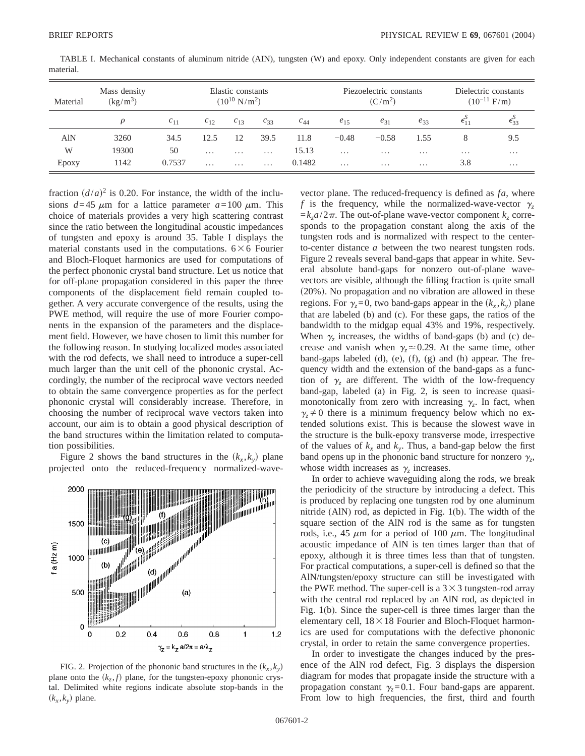TABLE I. Mechanical constants of aluminum nitride (AlN), tungsten (W) and epoxy. Only independent constants are given for each material.

| Material | Mass density ($kg/m^3$) | Elastic constants ($10^{10}$ $N/m^2$) | | | | | Piezoelectric constants ($C/m^2$) | | | Dielectric constants ($10^{-11}$ F/m) | |
|---|---|---|---|---|---|---|---|---|---|---|---|
| | $\rho$ | $c_{11}$ | $c_{12}$ | $c_{13}$ | $c_{33}$ | $c_{44}$ | $e_{15}$ | $e_{31}$ | $e_{33}$ | $\epsilon_{11}^S$ | $\epsilon_{33}^S$ |
| AlN | 3260 | 34.5 | 12.5 | 12 | 39.5 | 11.8 | −0.48 | −0.58 | 1.55 | 8 | 9.5 |
| W | 19300 | 50 | … | … | … | 15.13 | … | … | … | … | … |
| Epoxy | 1142 | 0.7537 | … | … | … | 0.1482 | … | … | … | 3.8 | … |

fraction $(d/a)^2$ is 0.20. For instance, the width of the inclusions $d=45$ $\mu$m for a lattice parameter $a=100$ $\mu$m. This choice of materials provides a very high scattering contrast since the ratio between the longitudinal acoustic impedances of tungsten and epoxy is around 35. Table I displays the material constants used in the computations. $6\times6$ Fourier and Bloch-Floquet harmonics are used for computations of the perfect phononic crystal band structure. Let us notice that for off-plane propagation considered in this paper the three components of the displacement field remain coupled together. A very accurate convergence of the results, using the PWE method, will require the use of more Fourier components in the expansion of the parameters and the displacement field. However, we have chosen to limit this number for the following reason. In studying localized modes associated with the rod defects, we shall need to introduce a super-cell much larger than the unit cell of the phononic crystal. Accordingly, the number of the reciprocal wave vectors needed to obtain the same convergence properties as for the perfect phononic crystal will considerably increase. Therefore, in choosing the number of reciprocal wave vectors taken into account, our aim is to obtain a good physical description of the band structures within the limitation related to computation possibilities.

Figure 2 shows the band structures in the $(k_x,k_y)$ plane projected onto the reduced-frequency normalized-wave-vector plane. The reduced-frequency is defined as $fa$, where $f$ is the frequency, while the normalized-wave-vector $\gamma_z = k_z a/2\pi$. The out-of-plane wave-vector component $k_z$ corresponds to the propagation constant along the axis of the tungsten rods and is normalized with respect to the center-to-center distance $a$ between the two nearest tungsten rods. Figure 2 reveals several band-gaps that appear in white. Several absolute band-gaps for nonzero out-of-plane wave-vectors are visible, although the filling fraction is quite small (20%). No propagation and no vibration are allowed in these regions. For $\gamma_z=0$, two band-gaps appear in the $(k_x,k_y)$ plane that are labeled (b) and (c). For these gaps, the ratios of the bandwidth to the midgap equal 43% and 19%, respectively. When $\gamma_z$ increases, the widths of band-gaps (b) and (c) decrease and vanish when $\gamma_z \simeq 0.29$. At the same time, other band-gaps labeled (d), (e), (f), (g) and (h) appear. The frequency width and the extension of the band-gaps as a function of $\gamma_z$ are different. The width of the low-frequency band-gap, labeled (a) in Fig. 2, is seen to increase quasi-monotonically from zero with increasing $\gamma_z$. In fact, when $\gamma_z \neq 0$ there is a minimum frequency below which no extended solutions exist. This is because the slowest wave in the structure is the bulk-epoxy transverse mode, irrespective of the values of $k_x$ and $k_y$. Thus, a band-gap below the first band opens up in the phononic band structure for nonzero $\gamma_z$, whose width increases as $\gamma_z$ increases.

FIG. 2. Projection of the phononic band structures in the $(k_x,k_y)$ plane onto the $(k_z,f)$ plane, for the tungsten-epoxy phononic crystal. Delimited white regions indicate absolute stop-bands in the $(k_x,k_y)$ plane.

In order to achieve waveguiding along the rods, we break the periodicity of the structure by introducing a defect. This is produced by replacing one tungsten rod by one aluminum nitride (AlN) rod, as depicted in Fig. 1(b). The width of the square section of the AlN rod is the same as for tungsten rods, i.e., 45 $\mu$m for a period of 100 $\mu$m. The longitudinal acoustic impedance of AlN is ten times larger than that of epoxy, although it is three times less than that of tungsten. For practical computations, a super-cell is defined so that the AlN/tungsten/epoxy structure can still be investigated with the PWE method. The super-cell is a $3\times3$ tungsten-rod array with the central rod replaced by an AlN rod, as depicted in Fig. 1(b). Since the super-cell is three times larger than the elementary cell, $18\times18$ Fourier and Bloch-Floquet harmonics are used for computations with the defective phononic crystal, in order to retain the same convergence properties.

In order to investigate the changes induced by the presence of the AlN rod defect, Fig. 3 displays the dispersion diagram for modes that propagate inside the structure with a propagation constant $\gamma_z=0.1$. Four band-gaps are apparent. From low to high frequencies, the first, third and fourth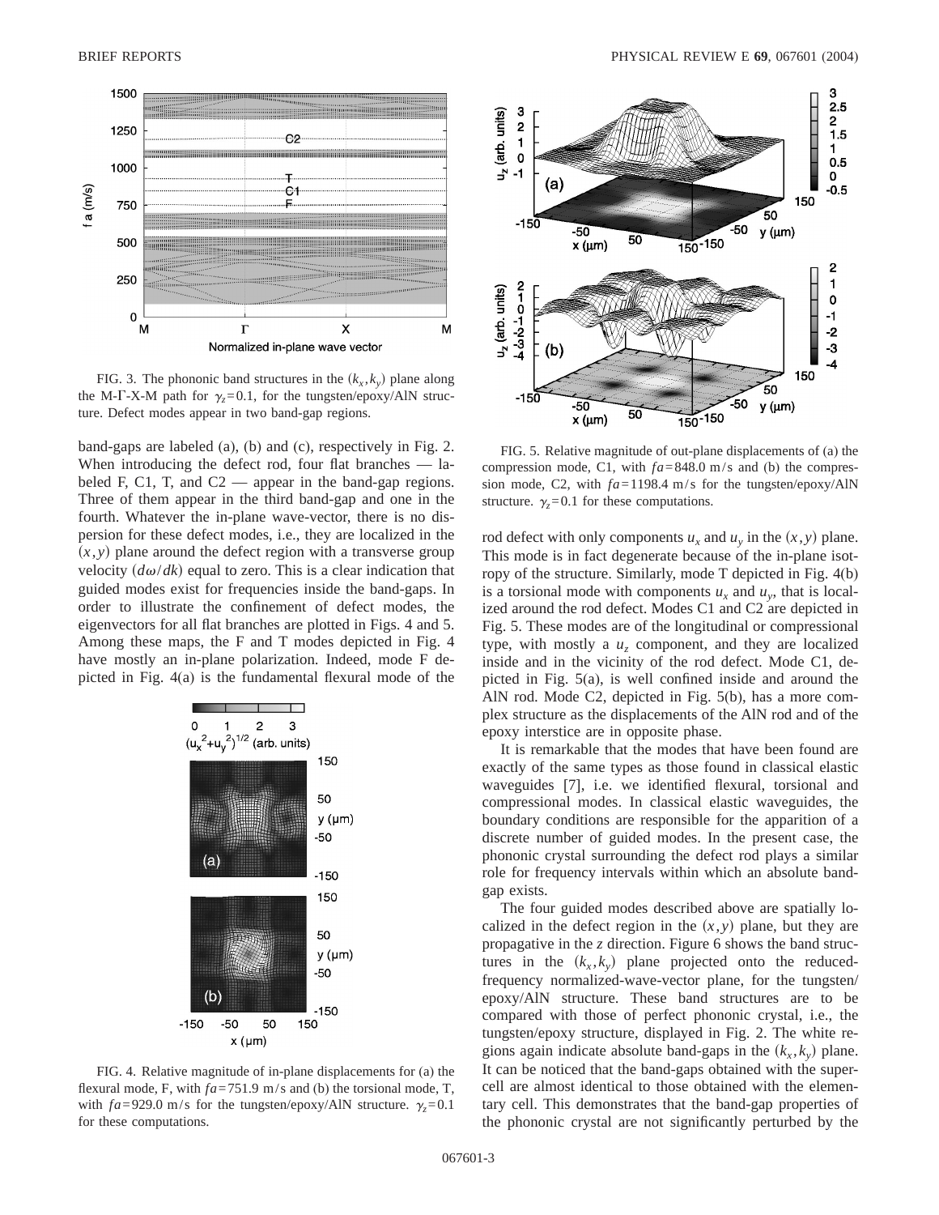FIG. 3. The phononic band structures in the $(k_x, k_y)$ plane along the M-Γ-X-M path for $\gamma_z = 0.1$, for the tungsten/epoxy/AlN structure. Defect modes appear in two band-gap regions.

band-gaps are labeled (a), (b) and (c), respectively in Fig. 2. When introducing the defect rod, four flat branches — labeled F, C1, T, and C2 — appear in the band-gap regions. Three of them appear in the third band-gap and one in the fourth. Whatever the in-plane wave-vector, there is no dispersion for these defect modes, i.e., they are localized in the $(x,y)$ plane around the defect region with a transverse group velocity $(d\omega/dk)$ equal to zero. This is a clear indication that guided modes exist for frequencies inside the band-gaps. In order to illustrate the confinement of defect modes, the eigenvectors for all flat branches are plotted in Figs. 4 and 5. Among these maps, the F and T modes depicted in Fig. 4 have mostly an in-plane polarization. Indeed, mode F depicted in Fig. 4(a) is the fundamental flexural mode of the rod defect with only components $u_x$ and $u_y$ in the $(x,y)$ plane. This mode is in fact degenerate because of the in-plane isotropy of the structure. Similarly, mode T depicted in Fig. 4(b) is a torsional mode with components $u_x$ and $u_y$, that is localized around the rod defect. Modes C1 and C2 are depicted in Fig. 5. These modes are of the longitudinal or compressional type, with mostly a $u_z$ component, and they are localized inside and in the vicinity of the rod defect. Mode C1, depicted in Fig. 5(a), is well confined inside and around the AlN rod. Mode C2, depicted in Fig. 5(b), has a more complex structure as the displacements of the AlN rod and of the epoxy interstice are in opposite phase.

FIG. 4. Relative magnitude of in-plane displacements for (a) the flexural mode, F, with $fa = 751.9$ m/s and (b) the torsional mode, T, with $fa = 929.0$ m/s for the tungsten/epoxy/AlN structure. $\gamma_z = 0.1$ for these computations.

FIG. 5. Relative magnitude of out-plane displacements of (a) the compression mode, C1, with $fa = 848.0$ m/s and (b) the compression mode, C2, with $fa = 1198.4$ m/s for the tungsten/epoxy/AlN structure. $\gamma_z = 0.1$ for these computations.

It is remarkable that the modes that have been found are exactly of the same types as those found in classical elastic waveguides [7], i.e. we identified flexural, torsional and compressional modes. In classical elastic waveguides, the boundary conditions are responsible for the apparition of a discrete number of guided modes. In the present case, the phononic crystal surrounding the defect rod plays a similar role for frequency intervals within which an absolute band-gap exists.

The four guided modes described above are spatially localized in the defect region in the $(x,y)$ plane, but they are propagative in the $z$ direction. Figure 6 shows the band structures in the $(k_x, k_y)$ plane projected onto the reduced-frequency normalized-wave-vector plane, for the tungsten/epoxy/AlN structure. These band structures are to be compared with those of perfect phononic crystal, i.e., the tungsten/epoxy structure, displayed in Fig. 2. The white regions again indicate absolute band-gaps in the $(k_x, k_y)$ plane. It can be noticed that the band-gaps obtained with the supercell are almost identical to those obtained with the elementary cell. This demonstrates that the band-gap properties of the phononic crystal are not significantly perturbed by the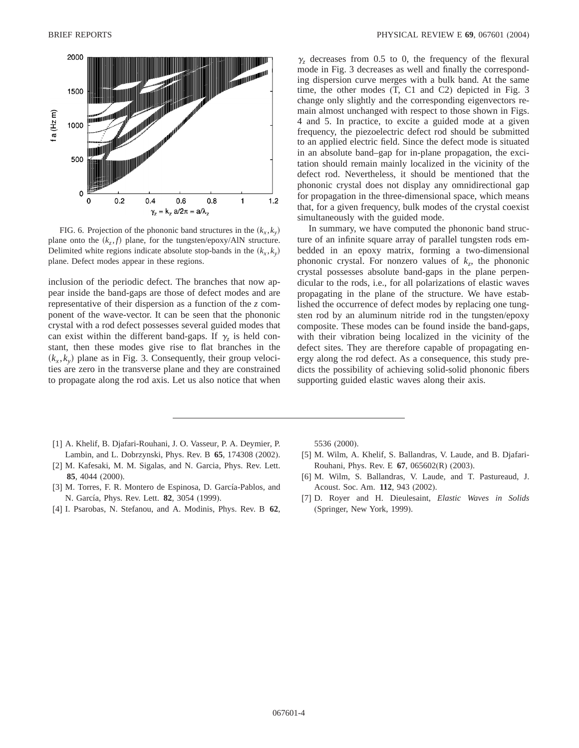2000

1500

1000

500

0

f a (Hz m)

0 0.2 0.4 0.6 0.8 1 1.2

$\gamma_z = k_z a/2\pi = a/\lambda_z$

FIG. 6. Projection of the phononic band structures in the $(k_x,k_y)$ plane onto the $(k_z,f)$ plane, for the tungsten/epoxy/AlN structure. Delimited white regions indicate absolute stop-bands in the $(k_x,k_y)$ plane. Defect modes appear in these regions.

inclusion of the periodic defect. The branches that now appear inside the band-gaps are those of defect modes and are representative of their dispersion as a function of the $z$ component of the wave-vector. It can be seen that the phononic crystal with a rod defect possesses several guided modes that can exist within the different band-gaps. If $\gamma_z$ is held constant, then these modes give rise to flat branches in the $(k_x,k_y)$ plane as in Fig. 3. Consequently, their group velocities are zero in the transverse plane and they are constrained to propagate along the rod axis. Let us also notice that when $\gamma_z$ decreases from 0.5 to 0, the frequency of the flexural mode in Fig. 3 decreases as well and finally the corresponding dispersion curve merges with a bulk band. At the same time, the other modes (T, C1 and C2) depicted in Fig. 3 change only slightly and the corresponding eigenvectors remain almost unchanged with respect to those shown in Figs. 4 and 5. In practice, to excite a guided mode at a given frequency, the piezoelectric defect rod should be submitted to an applied electric field. Since the defect mode is situated in an absolute band–gap for in-plane propagation, the excitation should remain mainly localized in the vicinity of the defect rod. Nevertheless, it should be mentioned that the phononic crystal does not display any omnidirectional gap for propagation in the three-dimensional space, which means that, for a given frequency, bulk modes of the crystal coexist simultaneously with the guided mode.

In summary, we have computed the phononic band structure of an infinite square array of parallel tungsten rods embedded in an epoxy matrix, forming a two-dimensional phononic crystal. For nonzero values of $k_z$, the phononic crystal possesses absolute band-gaps in the plane perpendicular to the rods, i.e., for all polarizations of elastic waves propagating in the plane of the structure. We have established the occurrence of defect modes by replacing one tungsten rod by an aluminum nitride rod in the tungsten/epoxy composite. These modes can be found inside the band-gaps, with their vibration being localized in the vicinity of the defect sites. They are therefore capable of propagating energy along the rod defect. As a consequence, this study predicts the possibility of achieving solid-solid phononic fibers supporting guided elastic waves along their axis.

---

[1] A. Khelif, B. Djafari-Rouhani, J. O. Vasseur, P. A. Deymier, P. Lambin, and L. Dobrzynski, Phys. Rev. B **65**, 174308 (2002).

[2] M. Kafesaki, M. M. Sigalas, and N. Garcia, Phys. Rev. Lett. **85**, 4044 (2000).

[3] M. Torres, F. R. Montero de Espinosa, D. García-Pablos, and N. García, Phys. Rev. Lett. **82**, 3054 (1999).

[4] I. Psarobas, N. Stefanou, and A. Modinis, Phys. Rev. B **62**, 5536 (2000).

[5] M. Wilm, A. Khelif, S. Ballandras, V. Laude, and B. Djafari-Rouhani, Phys. Rev. E **67**, 065602(R) (2003).

[6] M. Wilm, S. Ballandras, V. Laude, and T. Pastureaud, J. Acoust. Soc. Am. **112**, 943 (2002).

[7] D. Royer and H. Dieulesaint, *Elastic Waves in Solids* (Springer, New York, 1999).